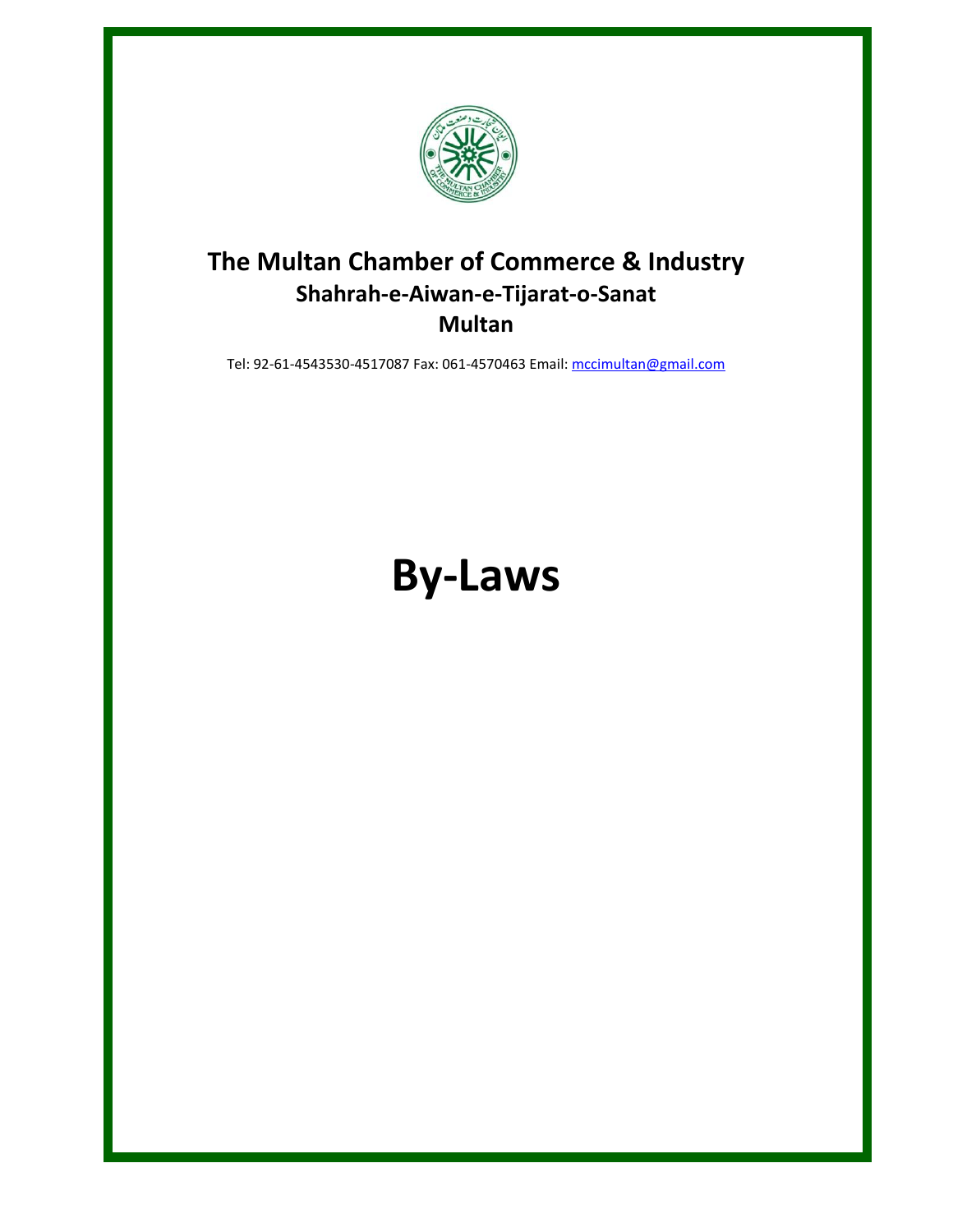# The Multan Chamber of Commerce & Industry

## Shahrah-e-Aiwan-e-Tijarat-o-Sanat

## Multan

Tel: 92-61-4543530-4517087 Fax: 061-4570463 Email: mccimultan@gmail.com

# By-Laws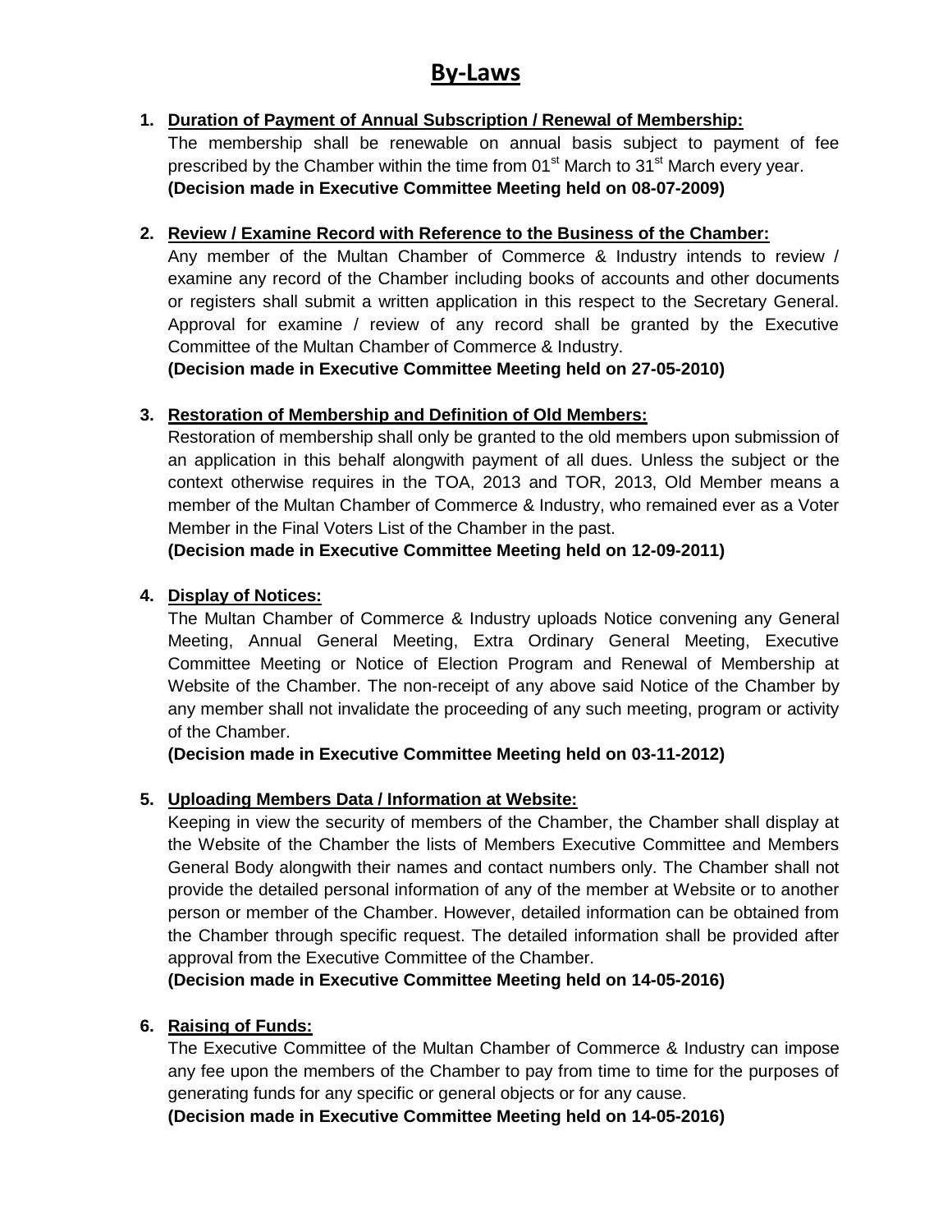# By-Laws

1. **Duration of Payment of Annual Subscription / Renewal of Membership:**
   The membership shall be renewable on annual basis subject to payment of fee prescribed by the Chamber within the time from 01st March to 31st March every year.
   **(Decision made in Executive Committee Meeting held on 08-07-2009)**

2. **Review / Examine Record with Reference to the Business of the Chamber:**
   Any member of the Multan Chamber of Commerce & Industry intends to review / examine any record of the Chamber including books of accounts and other documents or registers shall submit a written application in this respect to the Secretary General. Approval for examine / review of any record shall be granted by the Executive Committee of the Multan Chamber of Commerce & Industry.
   **(Decision made in Executive Committee Meeting held on 27-05-2010)**

3. **Restoration of Membership and Definition of Old Members:**
   Restoration of membership shall only be granted to the old members upon submission of an application in this behalf alongwith payment of all dues. Unless the subject or the context otherwise requires in the TOA, 2013 and TOR, 2013, Old Member means a member of the Multan Chamber of Commerce & Industry, who remained ever as a Voter Member in the Final Voters List of the Chamber in the past.
   **(Decision made in Executive Committee Meeting held on 12-09-2011)**

4. **Display of Notices:**
   The Multan Chamber of Commerce & Industry uploads Notice convening any General Meeting, Annual General Meeting, Extra Ordinary General Meeting, Executive Committee Meeting or Notice of Election Program and Renewal of Membership at Website of the Chamber. The non-receipt of any above said Notice of the Chamber by any member shall not invalidate the proceeding of any such meeting, program or activity of the Chamber.
   **(Decision made in Executive Committee Meeting held on 03-11-2012)**

5. **Uploading Members Data / Information at Website:**
   Keeping in view the security of members of the Chamber, the Chamber shall display at the Website of the Chamber the lists of Members Executive Committee and Members General Body alongwith their names and contact numbers only. The Chamber shall not provide the detailed personal information of any of the member at Website or to another person or member of the Chamber. However, detailed information can be obtained from the Chamber through specific request. The detailed information shall be provided after approval from the Executive Committee of the Chamber.
   **(Decision made in Executive Committee Meeting held on 14-05-2016)**

6. **Raising of Funds:**
   The Executive Committee of the Multan Chamber of Commerce & Industry can impose any fee upon the members of the Chamber to pay from time to time for the purposes of generating funds for any specific or general objects or for any cause.
   **(Decision made in Executive Committee Meeting held on 14-05-2016)**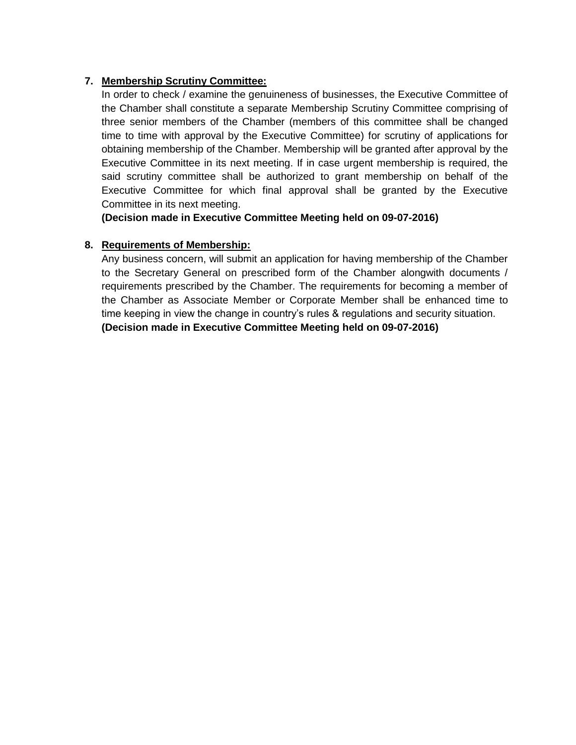7. **Membership Scrutiny Committee:**

   In order to check / examine the genuineness of businesses, the Executive Committee of the Chamber shall constitute a separate Membership Scrutiny Committee comprising of three senior members of the Chamber (members of this committee shall be changed time to time with approval by the Executive Committee) for scrutiny of applications for obtaining membership of the Chamber. Membership will be granted after approval by the Executive Committee in its next meeting. If in case urgent membership is required, the said scrutiny committee shall be authorized to grant membership on behalf of the Executive Committee for which final approval shall be granted by the Executive Committee in its next meeting.

   **(Decision made in Executive Committee Meeting held on 09-07-2016)**

8. **Requirements of Membership:**

   Any business concern, will submit an application for having membership of the Chamber to the Secretary General on prescribed form of the Chamber alongwith documents / requirements prescribed by the Chamber. The requirements for becoming a member of the Chamber as Associate Member or Corporate Member shall be enhanced time to time keeping in view the change in country's rules & regulations and security situation.

   **(Decision made in Executive Committee Meeting held on 09-07-2016)**